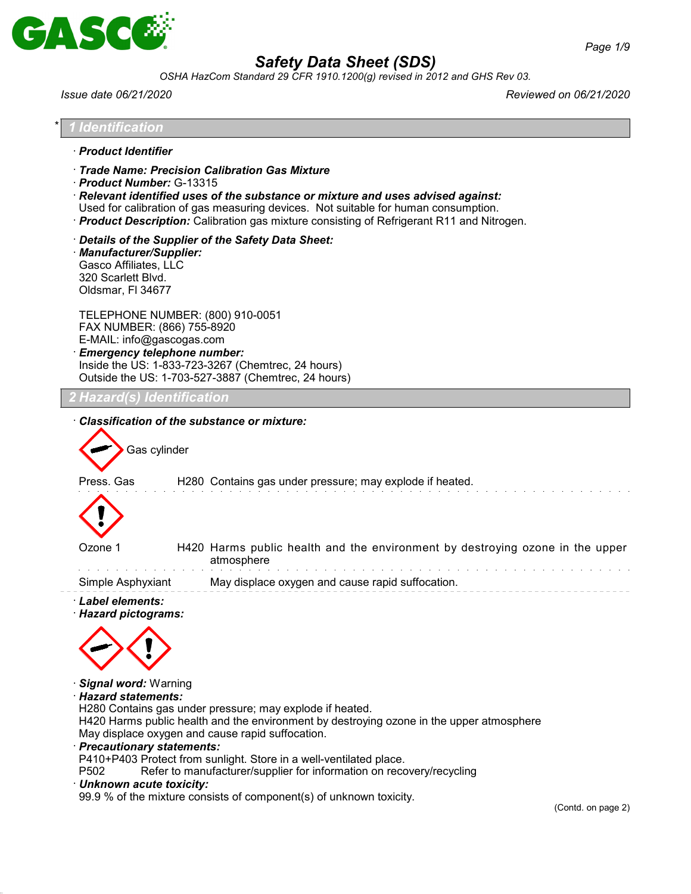# Safety Data Sheet (SDS)

OSHA HazCom Standard 29 CFR 1910.1200(g) revised in 2012 and GHS Rev 03.

Issue date 06/21/2020 Reviewed on 06/21/2020

## * 1 Identification

· **Product Identifier**

· **Trade Name: Precision Calibration Gas Mixture**
· **Product Number:** G-13315
· **Relevant identified uses of the substance or mixture and uses advised against:**
Used for calibration of gas measuring devices. Not suitable for human consumption.
· **Product Description:** Calibration gas mixture consisting of Refrigerant R11 and Nitrogen.

· **Details of the Supplier of the Safety Data Sheet:**
· **Manufacturer/Supplier:**
Gasco Affiliates, LLC
320 Scarlett Blvd.
Oldsmar, Fl 34677

TELEPHONE NUMBER: (800) 910-0051
FAX NUMBER: (866) 755-8920
E-MAIL: info@gascogas.com
· **Emergency telephone number:**
Inside the US: 1-833-723-3267 (Chemtrec, 24 hours)
Outside the US: 1-703-527-3887 (Chemtrec, 24 hours)

## 2 Hazard(s) Identification

· **Classification of the substance or mixture:**

Gas cylinder

| | | |
|---|---|---|
| Press. Gas | H280 | Contains gas under pressure; may explode if heated. |
| Ozone 1 | H420 | Harms public health and the environment by destroying ozone in the upper atmosphere |
| Simple Asphyxiant | | May displace oxygen and cause rapid suffocation. |

· **Label elements:**
· **Hazard pictograms:**

· **Signal word:** Warning
· **Hazard statements:**
H280 Contains gas under pressure; may explode if heated.
H420 Harms public health and the environment by destroying ozone in the upper atmosphere
May displace oxygen and cause rapid suffocation.
· **Precautionary statements:**
P410+P403 Protect from sunlight. Store in a well-ventilated place.
P502 Refer to manufacturer/supplier for information on recovery/recycling
· **Unknown acute toxicity:**
99.9 % of the mixture consists of component(s) of unknown toxicity.

(Contd. on page 2)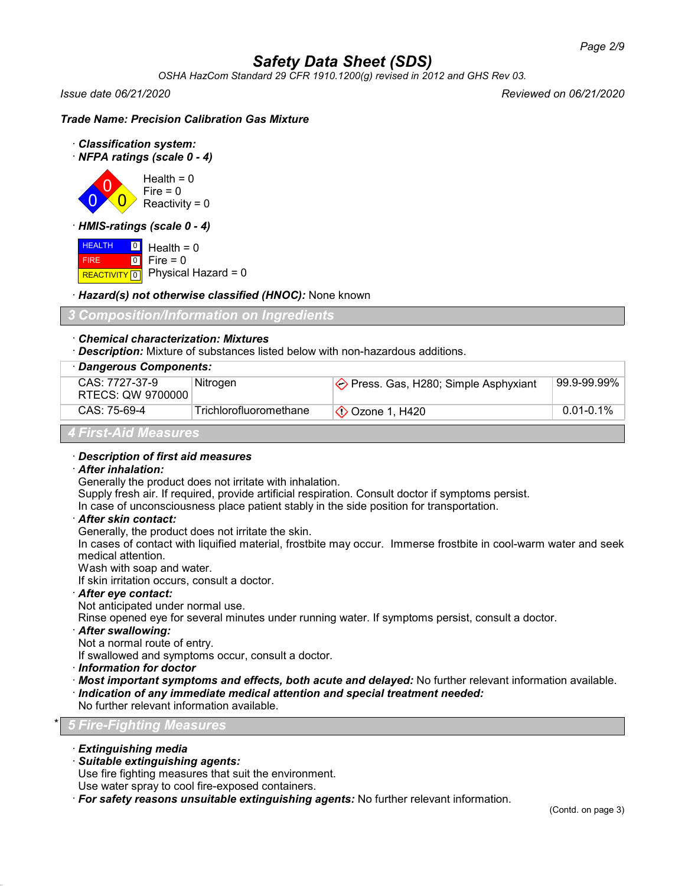Issue date 06/21/2020 Reviewed on 06/21/2020

**Trade Name: Precision Calibration Gas Mixture**

· **Classification system:**
· **NFPA ratings (scale 0 - 4)**

Health = 0
Fire = 0
Reactivity = 0

· **HMIS-ratings (scale 0 - 4)**

| HEALTH | 0 | Health = 0 |
|---|---|---|
| FIRE | 0 | Fire = 0 |
| REACTIVITY | 0 | Physical Hazard = 0 |

· **Hazard(s) not otherwise classified (HNOC):** None known

## 3 Composition/Information on Ingredients

· **Chemical characterization: Mixtures**
· **Description:** Mixture of substances listed below with non-hazardous additions.

· **Dangerous Components:**

| CAS / RTECS | Component | Classification | Concentration |
|---|---|---|---|
| CAS: 7727-37-9 RTECS: QW 9700000 | Nitrogen | Press. Gas, H280; Simple Asphyxiant | 99.9-99.99% |
| CAS: 75-69-4 | Trichlorofluoromethane | Ozone 1, H420 | 0.01-0.1% |

## 4 First-Aid Measures

· **Description of first aid measures**
· **After inhalation:**
Generally the product does not irritate with inhalation.
Supply fresh air. If required, provide artificial respiration. Consult doctor if symptoms persist.
In case of unconsciousness place patient stably in the side position for transportation.
· **After skin contact:**
Generally, the product does not irritate the skin.
In cases of contact with liquified material, frostbite may occur. Immerse frostbite in cool-warm water and seek medical attention.
Wash with soap and water.
If skin irritation occurs, consult a doctor.
· **After eye contact:**
Not anticipated under normal use.
Rinse opened eye for several minutes under running water. If symptoms persist, consult a doctor.
· **After swallowing:**
Not a normal route of entry.
If swallowed and symptoms occur, consult a doctor.
· **Information for doctor**
· **Most important symptoms and effects, both acute and delayed:** No further relevant information available.
· **Indication of any immediate medical attention and special treatment needed:**
No further relevant information available.

## * 5 Fire-Fighting Measures

· **Extinguishing media**
· **Suitable extinguishing agents:**
Use fire fighting measures that suit the environment.
Use water spray to cool fire-exposed containers.
· **For safety reasons unsuitable extinguishing agents:** No further relevant information.

(Contd. on page 3)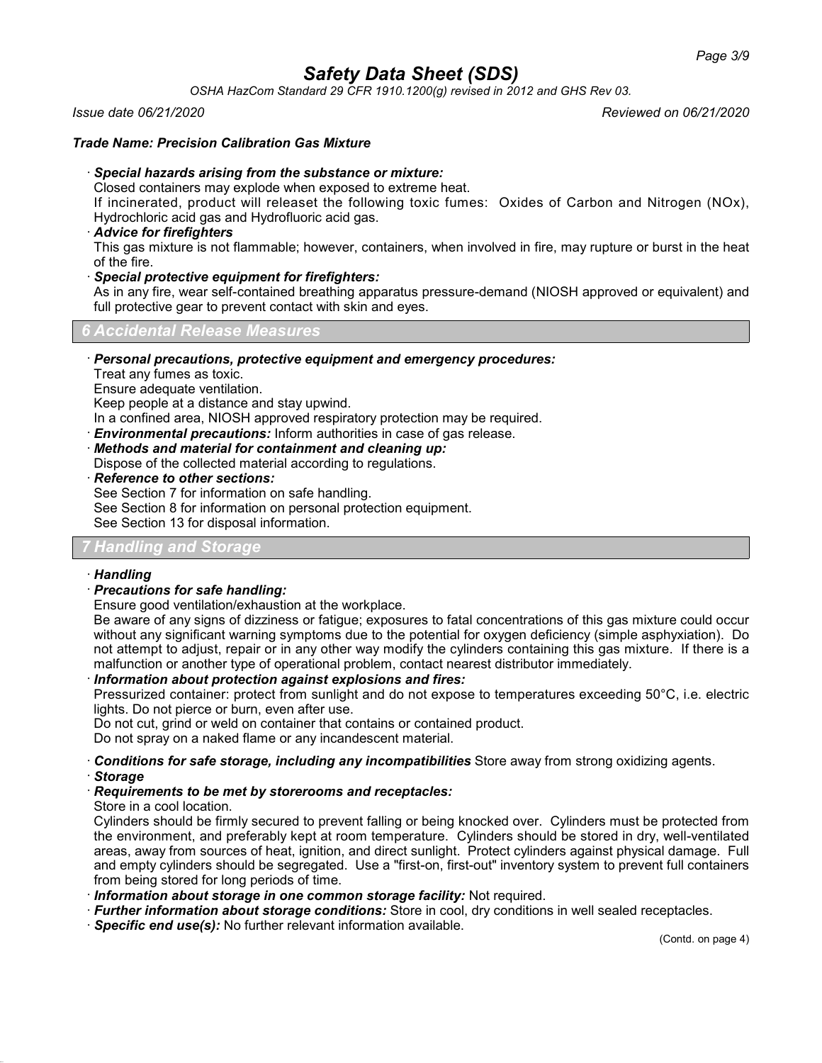**Trade Name: Precision Calibration Gas Mixture**

· ***Special hazards arising from the substance or mixture:***
Closed containers may explode when exposed to extreme heat.
If incinerated, product will releaset the following toxic fumes: Oxides of Carbon and Nitrogen (NOx), Hydrochloric acid gas and Hydrofluoric acid gas.

· ***Advice for firefighters***
This gas mixture is not flammable; however, containers, when involved in fire, may rupture or burst in the heat of the fire.

· ***Special protective equipment for firefighters:***
As in any fire, wear self-contained breathing apparatus pressure-demand (NIOSH approved or equivalent) and full protective gear to prevent contact with skin and eyes.

## 6 Accidental Release Measures

· ***Personal precautions, protective equipment and emergency procedures:***
Treat any fumes as toxic.
Ensure adequate ventilation.
Keep people at a distance and stay upwind.
In a confined area, NIOSH approved respiratory protection may be required.

· ***Environmental precautions:*** Inform authorities in case of gas release.

· ***Methods and material for containment and cleaning up:***
Dispose of the collected material according to regulations.

· ***Reference to other sections:***
See Section 7 for information on safe handling.
See Section 8 for information on personal protection equipment.
See Section 13 for disposal information.

## 7 Handling and Storage

· ***Handling***

· ***Precautions for safe handling:***
Ensure good ventilation/exhaustion at the workplace.
Be aware of any signs of dizziness or fatigue; exposures to fatal concentrations of this gas mixture could occur without any significant warning symptoms due to the potential for oxygen deficiency (simple asphyxiation). Do not attempt to adjust, repair or in any other way modify the cylinders containing this gas mixture. If there is a malfunction or another type of operational problem, contact nearest distributor immediately.

· ***Information about protection against explosions and fires:***
Pressurized container: protect from sunlight and do not expose to temperatures exceeding 50°C, i.e. electric lights. Do not pierce or burn, even after use.
Do not cut, grind or weld on container that contains or contained product.
Do not spray on a naked flame or any incandescent material.

· ***Conditions for safe storage, including any incompatibilities*** Store away from strong oxidizing agents.

· ***Storage***

· ***Requirements to be met by storerooms and receptacles:***
Store in a cool location.
Cylinders should be firmly secured to prevent falling or being knocked over. Cylinders must be protected from the environment, and preferably kept at room temperature. Cylinders should be stored in dry, well-ventilated areas, away from sources of heat, ignition, and direct sunlight. Protect cylinders against physical damage. Full and empty cylinders should be segregated. Use a "first-on, first-out" inventory system to prevent full containers from being stored for long periods of time.

· ***Information about storage in one common storage facility:*** Not required.

· ***Further information about storage conditions:*** Store in cool, dry conditions in well sealed receptacles.

· ***Specific end use(s):*** No further relevant information available.

(Contd. on page 4)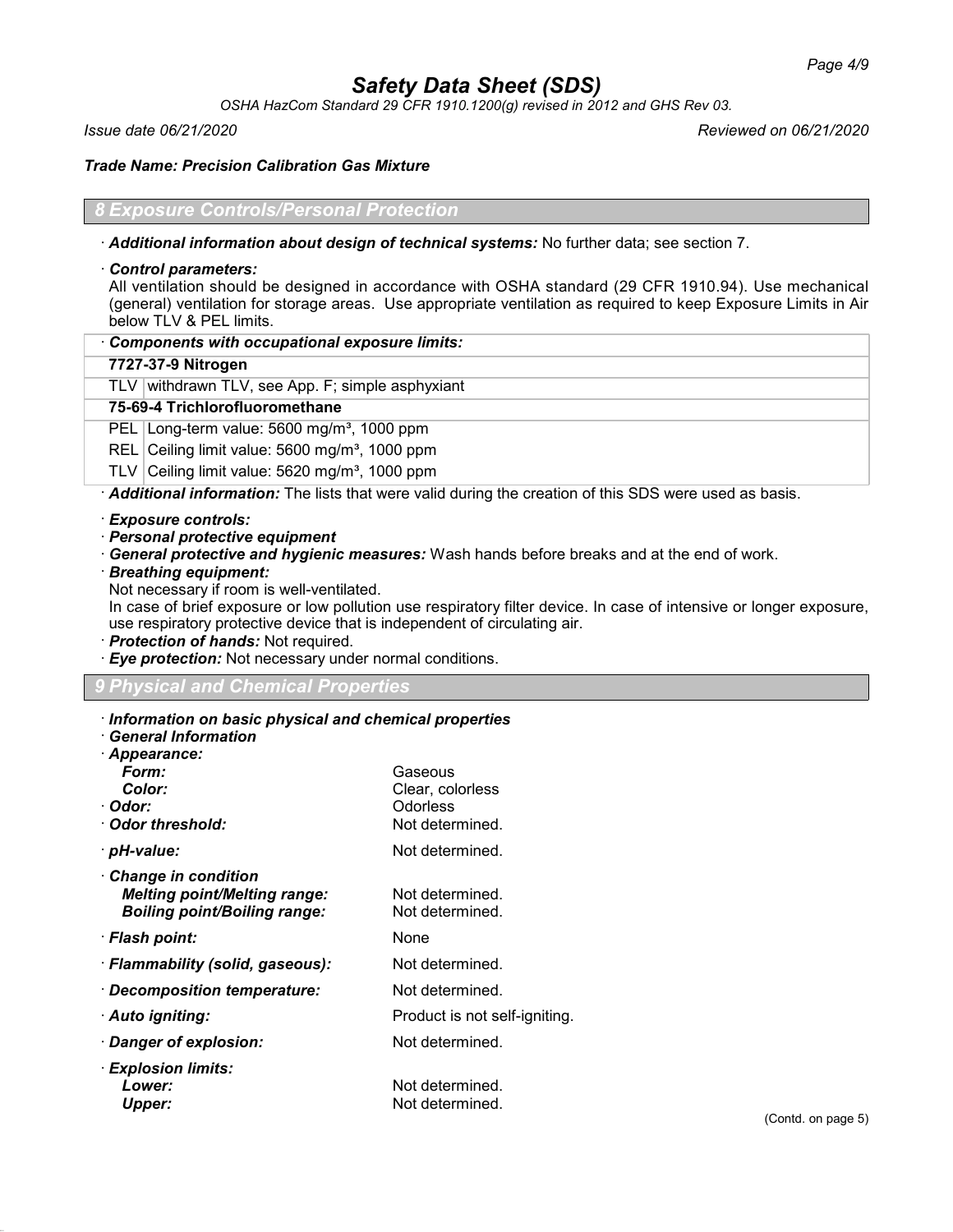# Safety Data Sheet (SDS)

*OSHA HazCom Standard 29 CFR 1910.1200(g) revised in 2012 and GHS Rev 03.*

*Issue date 06/21/2020* *Reviewed on 06/21/2020*

***Trade Name: Precision Calibration Gas Mixture***

## 8 Exposure Controls/Personal Protection

· ***Additional information about design of technical systems:*** No further data; see section 7.

· ***Control parameters:***
All ventilation should be designed in accordance with OSHA standard (29 CFR 1910.94). Use mechanical (general) ventilation for storage areas. Use appropriate ventilation as required to keep Exposure Limits in Air below TLV & PEL limits.

| · ***Components with occupational exposure limits:*** | |
|---|---|
| **7727-37-9 Nitrogen** | |
| TLV | withdrawn TLV, see App. F; simple asphyxiant |
| **75-69-4 Trichlorofluoromethane** | |
| PEL | Long-term value: 5600 mg/m³, 1000 ppm |
| REL | Ceiling limit value: 5600 mg/m³, 1000 ppm |
| TLV | Ceiling limit value: 5620 mg/m³, 1000 ppm |

· ***Additional information:*** The lists that were valid during the creation of this SDS were used as basis.

· ***Exposure controls:***
· ***Personal protective equipment***
· ***General protective and hygienic measures:*** Wash hands before breaks and at the end of work.
· ***Breathing equipment:***
Not necessary if room is well-ventilated.
In case of brief exposure or low pollution use respiratory filter device. In case of intensive or longer exposure, use respiratory protective device that is independent of circulating air.
· ***Protection of hands:*** Not required.
· ***Eye protection:*** Not necessary under normal conditions.

## 9 Physical and Chemical Properties

· ***Information on basic physical and chemical properties***
· ***General Information***
· ***Appearance:***

| | |
|---|---|
| ***Form:*** | Gaseous |
| ***Color:*** | Clear, colorless |
| · ***Odor:*** | Odorless |
| · ***Odor threshold:*** | Not determined. |
| · ***pH-value:*** | Not determined. |
| · ***Change in condition*** | |
| ***Melting point/Melting range:*** | Not determined. |
| ***Boiling point/Boiling range:*** | Not determined. |
| · ***Flash point:*** | None |
| · ***Flammability (solid, gaseous):*** | Not determined. |
| · ***Decomposition temperature:*** | Not determined. |
| · ***Auto igniting:*** | Product is not self-igniting. |
| · ***Danger of explosion:*** | Not determined. |
| · ***Explosion limits:*** | |
| ***Lower:*** | Not determined. |
| ***Upper:*** | Not determined. |

(Contd. on page 5)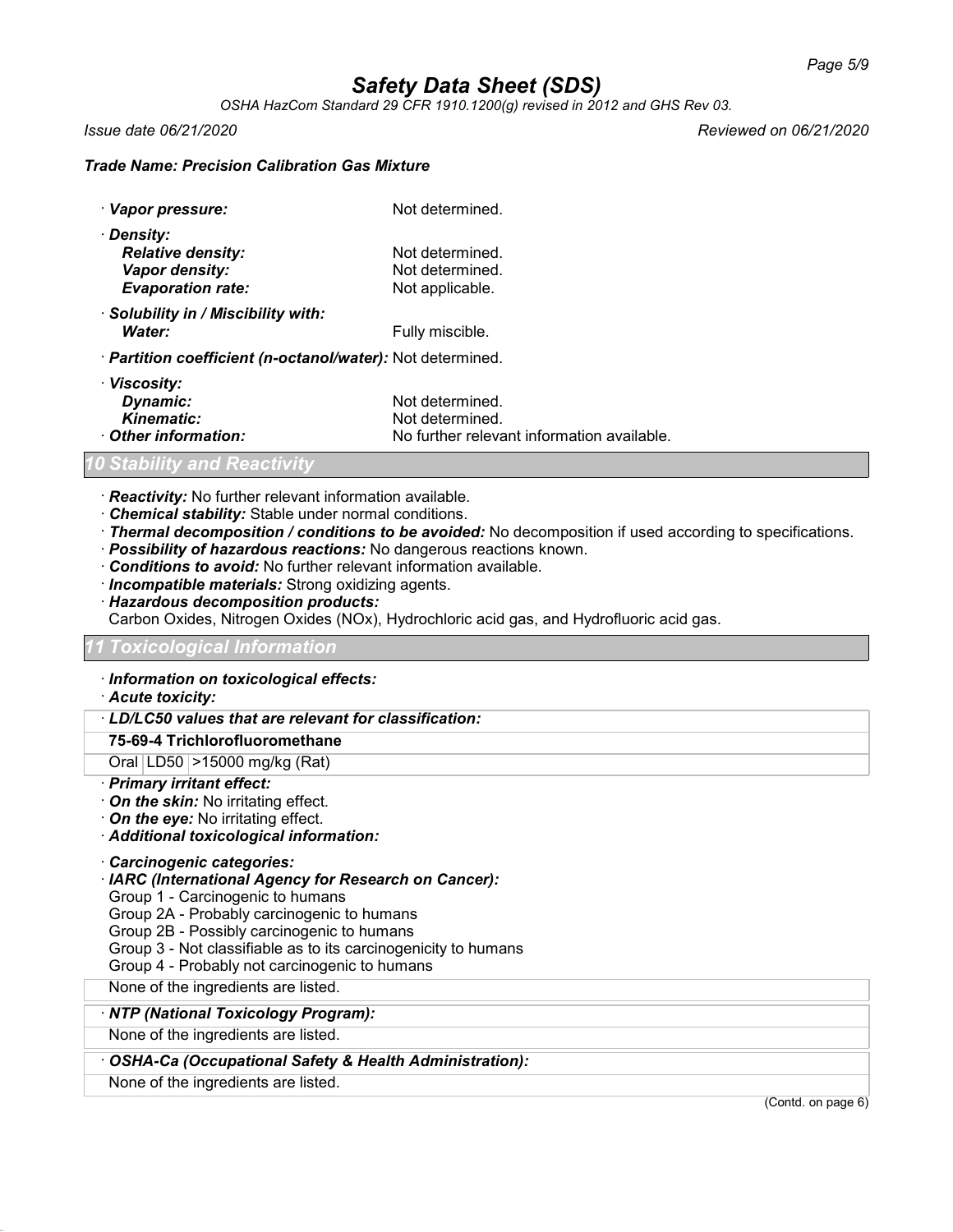· **Vapor pressure:** Not determined.

· **Density:**
  **Relative density:** Not determined.
  **Vapor density:** Not determined.
  **Evaporation rate:** Not applicable.

· **Solubility in / Miscibility with:**
  **Water:** Fully miscible.

· **Partition coefficient (n-octanol/water):** Not determined.

· **Viscosity:**
  **Dynamic:** Not determined.
  **Kinematic:** Not determined.

· **Other information:** No further relevant information available.

## 10 Stability and Reactivity

· **Reactivity:** No further relevant information available.
· **Chemical stability:** Stable under normal conditions.
· **Thermal decomposition / conditions to be avoided:** No decomposition if used according to specifications.
· **Possibility of hazardous reactions:** No dangerous reactions known.
· **Conditions to avoid:** No further relevant information available.
· **Incompatible materials:** Strong oxidizing agents.
· **Hazardous decomposition products:**
Carbon Oxides, Nitrogen Oxides (NOx), Hydrochloric acid gas, and Hydrofluoric acid gas.

## 11 Toxicological Information

· **Information on toxicological effects:**
· **Acute toxicity:**

| · **LD/LC50 values that are relevant for classification:** | | |
|---|---|---|
| **75-69-4 Trichlorofluoromethane** | | |
| Oral | LD50 | >15000 mg/kg (Rat) |

· **Primary irritant effect:**
· **On the skin:** No irritating effect.
· **On the eye:** No irritating effect.
· **Additional toxicological information:**

· **Carcinogenic categories:**
· **IARC (International Agency for Research on Cancer):**
Group 1 - Carcinogenic to humans
Group 2A - Probably carcinogenic to humans
Group 2B - Possibly carcinogenic to humans
Group 3 - Not classifiable as to its carcinogenicity to humans
Group 4 - Probably not carcinogenic to humans

None of the ingredients are listed.

· **NTP (National Toxicology Program):**

None of the ingredients are listed.

· **OSHA-Ca (Occupational Safety & Health Administration):**

None of the ingredients are listed.

(Contd. on page 6)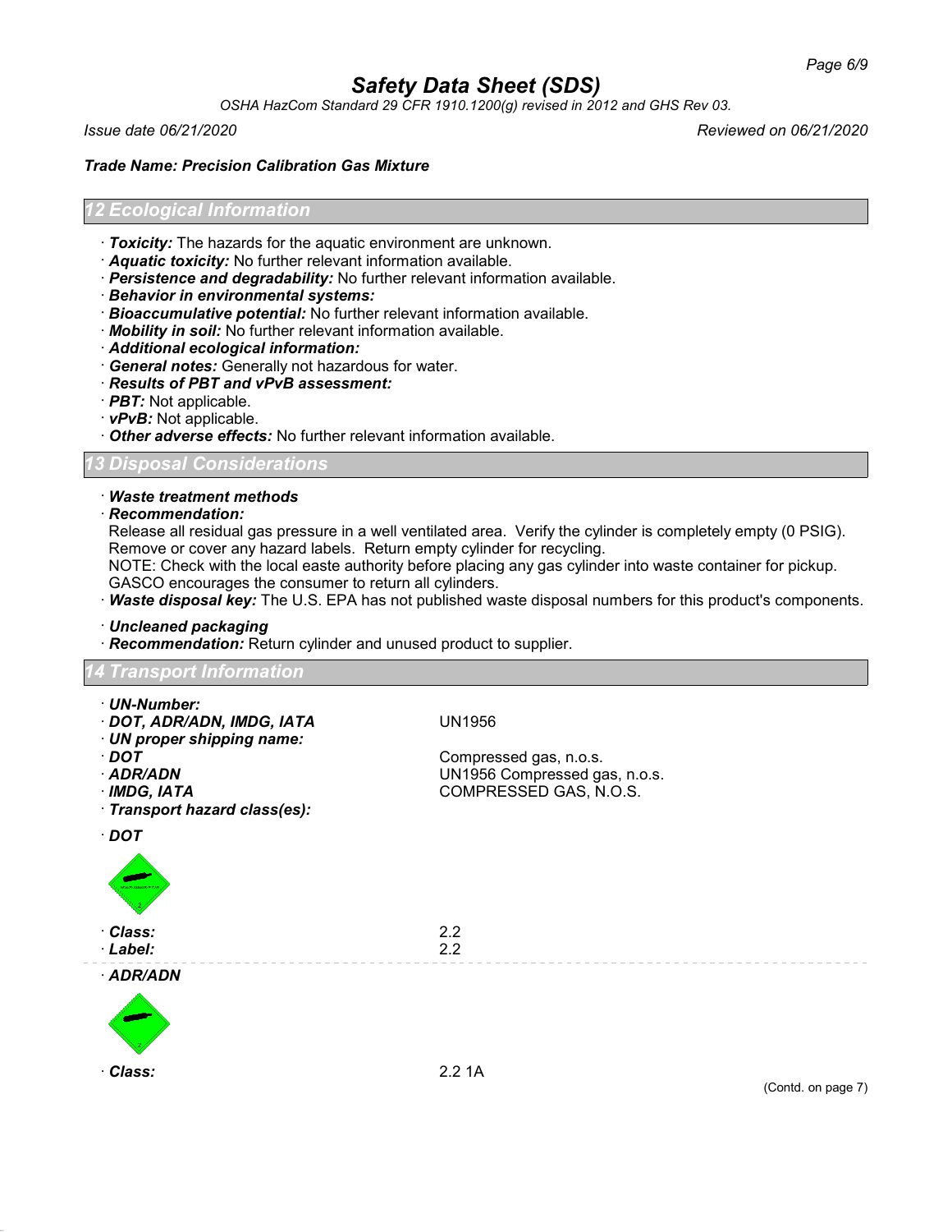# Safety Data Sheet (SDS)

OSHA HazCom Standard 29 CFR 1910.1200(g) revised in 2012 and GHS Rev 03.

*Issue date 06/21/2020* *Reviewed on 06/21/2020*

***Trade Name: Precision Calibration Gas Mixture***

## 12 Ecological Information

· ***Toxicity:*** The hazards for the aquatic environment are unknown.
· ***Aquatic toxicity:*** No further relevant information available.
· ***Persistence and degradability:*** No further relevant information available.
· ***Behavior in environmental systems:***
· ***Bioaccumulative potential:*** No further relevant information available.
· ***Mobility in soil:*** No further relevant information available.
· ***Additional ecological information:***
· ***General notes:*** Generally not hazardous for water.
· ***Results of PBT and vPvB assessment:***
· ***PBT:*** Not applicable.
· ***vPvB:*** Not applicable.
· ***Other adverse effects:*** No further relevant information available.

## 13 Disposal Considerations

· ***Waste treatment methods***
· ***Recommendation:***
Release all residual gas pressure in a well ventilated area. Verify the cylinder is completely empty (0 PSIG). Remove or cover any hazard labels. Return empty cylinder for recycling.
NOTE: Check with the local easte authority before placing any gas cylinder into waste container for pickup. GASCO encourages the consumer to return all cylinders.
· ***Waste disposal key:*** The U.S. EPA has not published waste disposal numbers for this product's components.

· ***Uncleaned packaging***
· ***Recommendation:*** Return cylinder and unused product to supplier.

## 14 Transport Information

· ***UN-Number:***
· ***DOT, ADR/ADN, IMDG, IATA*** UN1956
· ***UN proper shipping name:***
· ***DOT*** Compressed gas, n.o.s.
· ***ADR/ADN*** UN1956 Compressed gas, n.o.s.
· ***IMDG, IATA*** COMPRESSED GAS, N.O.S.
· ***Transport hazard class(es):***

· ***DOT***

· ***Class:*** 2.2
· ***Label:*** 2.2

· ***ADR/ADN***

· ***Class:*** 2.2 1A

(Contd. on page 7)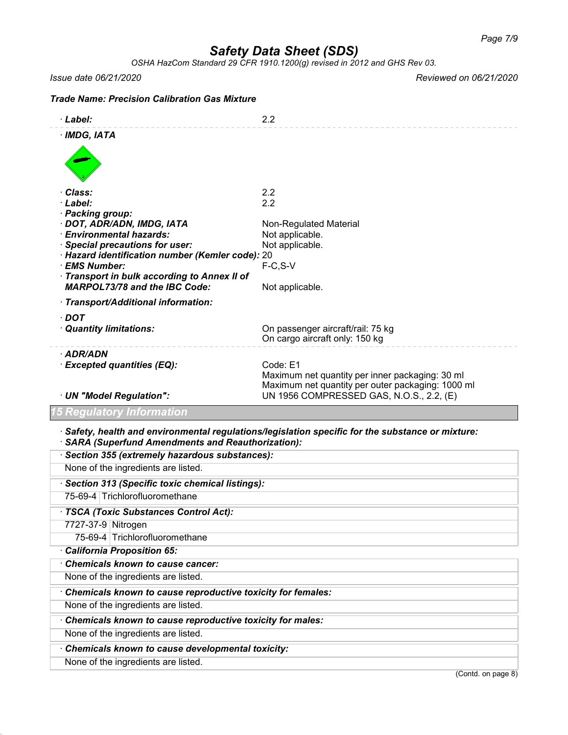# Safety Data Sheet (SDS)

*OSHA HazCom Standard 29 CFR 1910.1200(g) revised in 2012 and GHS Rev 03.*

*Issue date 06/21/2020* *Reviewed on 06/21/2020*

***Trade Name: Precision Calibration Gas Mixture***

· **Label:** 2.2

· **IMDG, IATA**

· **Class:** 2.2
· **Label:** 2.2
· **Packing group:**
· **DOT, ADR/ADN, IMDG, IATA** Non-Regulated Material
· **Environmental hazards:** Not applicable.
· **Special precautions for user:** Not applicable.
· **Hazard identification number (Kemler code):** 20
· **EMS Number:** F-C,S-V
· **Transport in bulk according to Annex II of MARPOL73/78 and the IBC Code:** Not applicable.

· **Transport/Additional information:**

· **DOT**
· **Quantity limitations:** On passenger aircraft/rail: 75 kg
On cargo aircraft only: 150 kg

· **ADR/ADN**
· **Excepted quantities (EQ):** Code: E1
Maximum net quantity per inner packaging: 30 ml
Maximum net quantity per outer packaging: 1000 ml
· **UN "Model Regulation":** UN 1956 COMPRESSED GAS, N.O.S., 2.2, (E)

## 15 Regulatory Information

· ***Safety, health and environmental regulations/legislation specific for the substance or mixture:***
· ***SARA (Superfund Amendments and Reauthorization):***

· ***Section 355 (extremely hazardous substances):***

None of the ingredients are listed.

· ***Section 313 (Specific toxic chemical listings):***

| | |
|---|---|
| 75-69-4 | Trichlorofluoromethane |

· ***TSCA (Toxic Substances Control Act):***

| | |
|---|---|
| 7727-37-9 | Nitrogen |
| 75-69-4 | Trichlorofluoromethane |

· ***California Proposition 65:***

· ***Chemicals known to cause cancer:***

None of the ingredients are listed.

· ***Chemicals known to cause reproductive toxicity for females:***

None of the ingredients are listed.

· ***Chemicals known to cause reproductive toxicity for males:***

None of the ingredients are listed.

· ***Chemicals known to cause developmental toxicity:***

None of the ingredients are listed.

(Contd. on page 8)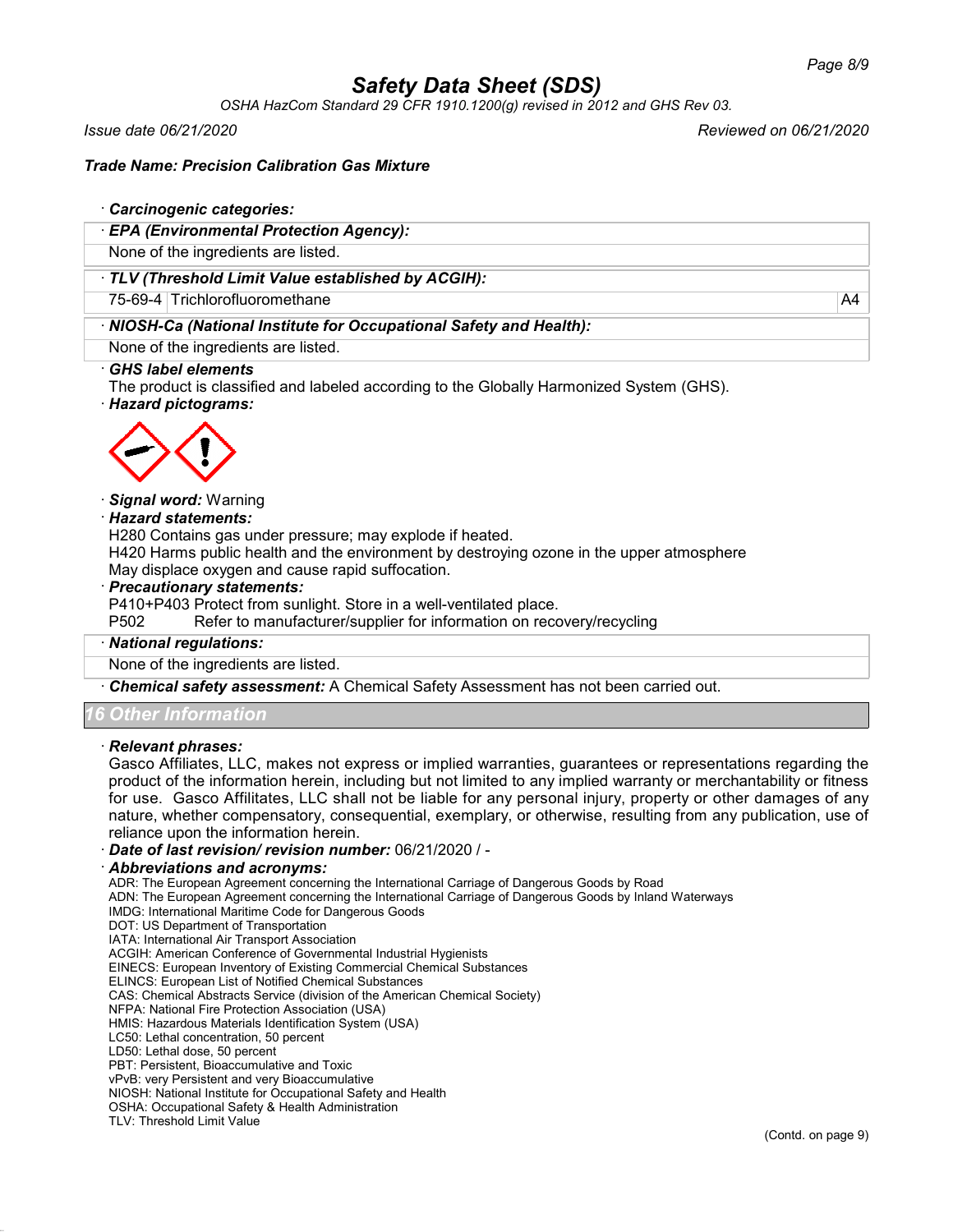# Safety Data Sheet (SDS)

*OSHA HazCom Standard 29 CFR 1910.1200(g) revised in 2012 and GHS Rev 03.*

*Issue date 06/21/2020* *Reviewed on 06/21/2020*

***Trade Name: Precision Calibration Gas Mixture***

· ***Carcinogenic categories:***

· ***EPA (Environmental Protection Agency):***

None of the ingredients are listed.

· ***TLV (Threshold Limit Value established by ACGIH):***

| | | |
|---|---|---|
| 75-69-4 | Trichlorofluoromethane | A4 |

· ***NIOSH-Ca (National Institute for Occupational Safety and Health):***

None of the ingredients are listed.

· ***GHS label elements***

The product is classified and labeled according to the Globally Harmonized System (GHS).

· ***Hazard pictograms:***

· ***Signal word:*** Warning

· ***Hazard statements:***

H280 Contains gas under pressure; may explode if heated.
H420 Harms public health and the environment by destroying ozone in the upper atmosphere
May displace oxygen and cause rapid suffocation.

· ***Precautionary statements:***

P410+P403 Protect from sunlight. Store in a well-ventilated place.
P502 Refer to manufacturer/supplier for information on recovery/recycling

· ***National regulations:***

None of the ingredients are listed.

· ***Chemical safety assessment:*** A Chemical Safety Assessment has not been carried out.

## 16 Other Information

· ***Relevant phrases:***

Gasco Affiliates, LLC, makes not express or implied warranties, guarantees or representations regarding the product of the information herein, including but not limited to any implied warranty or merchantability or fitness for use. Gasco Affilitates, LLC shall not be liable for any personal injury, property or other damages of any nature, whether compensatory, consequential, exemplary, or otherwise, resulting from any publication, use of reliance upon the information herein.

· ***Date of last revision/ revision number:*** 06/21/2020 / -

· ***Abbreviations and acronyms:***

ADR: The European Agreement concerning the International Carriage of Dangerous Goods by Road
ADN: The European Agreement concerning the International Carriage of Dangerous Goods by Inland Waterways
IMDG: International Maritime Code for Dangerous Goods
DOT: US Department of Transportation
IATA: International Air Transport Association
ACGIH: American Conference of Governmental Industrial Hygienists
EINECS: European Inventory of Existing Commercial Chemical Substances
ELINCS: European List of Notified Chemical Substances
CAS: Chemical Abstracts Service (division of the American Chemical Society)
NFPA: National Fire Protection Association (USA)
HMIS: Hazardous Materials Identification System (USA)
LC50: Lethal concentration, 50 percent
LD50: Lethal dose, 50 percent
PBT: Persistent, Bioaccumulative and Toxic
vPvB: very Persistent and very Bioaccumulative
NIOSH: National Institute for Occupational Safety and Health
OSHA: Occupational Safety & Health Administration
TLV: Threshold Limit Value

(Contd. on page 9)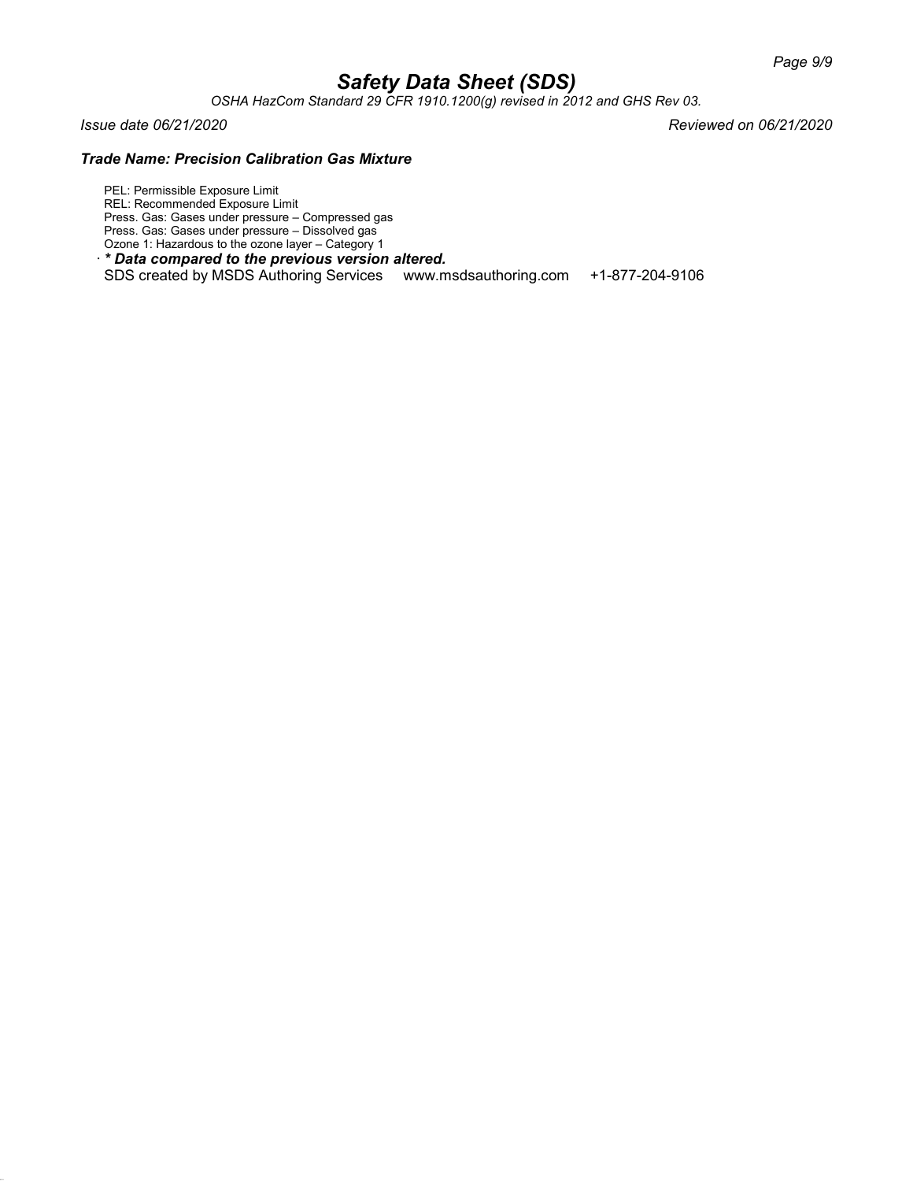PEL: Permissible Exposure Limit
REL: Recommended Exposure Limit
Press. Gas: Gases under pressure – Compressed gas
Press. Gas: Gases under pressure – Dissolved gas
Ozone 1: Hazardous to the ozone layer – Category 1

· ***\* Data compared to the previous version altered.***

SDS created by MSDS Authoring Services www.msdsauthoring.com +1-877-204-9106